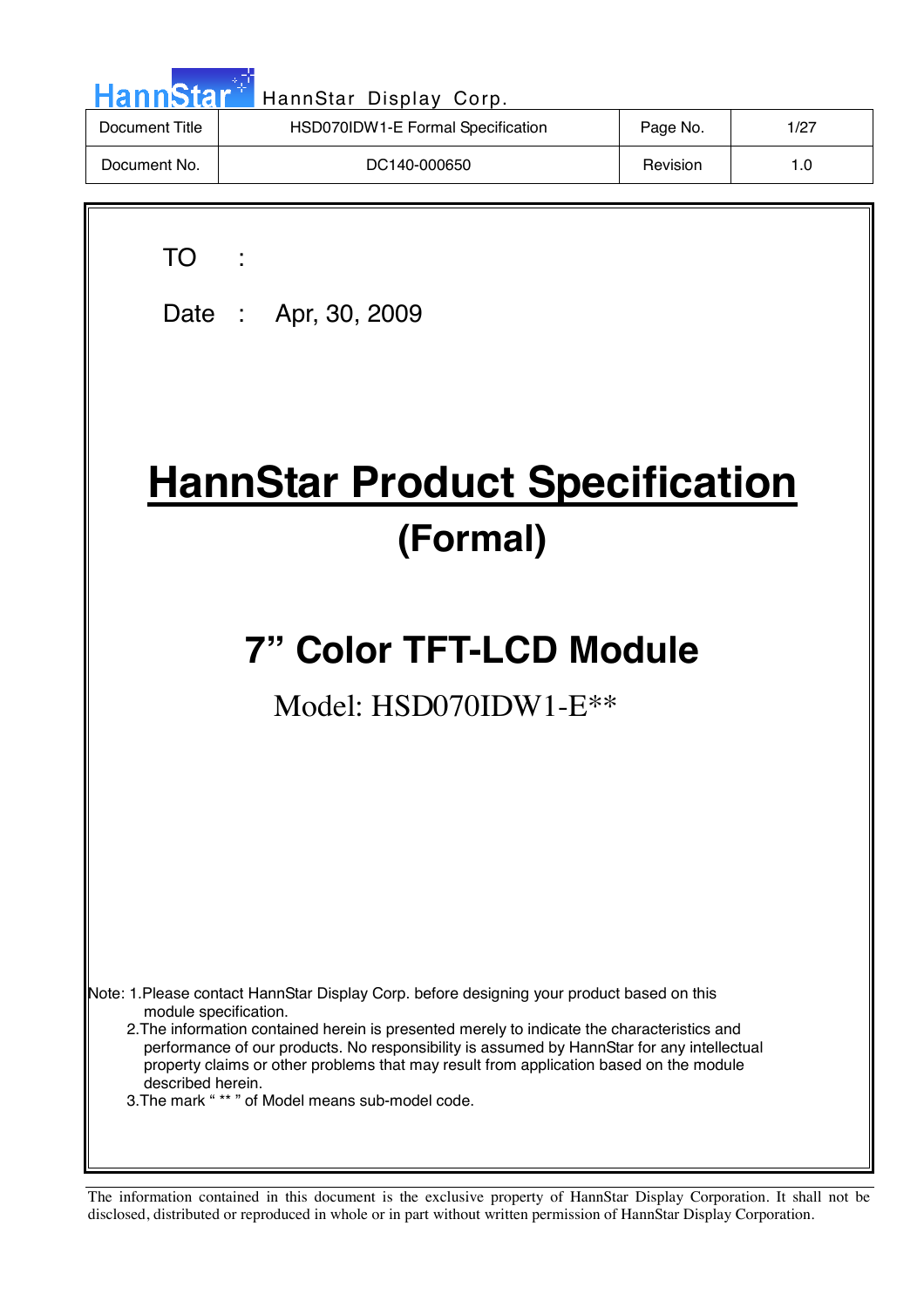HannStar Display Corp.

| Document Title | HSD070IDW1-E Formal Specification | Page No. | 1/27 |
|---|---|---|---|
| Document No. | DC140-000650 | Revision | 1.0 |

TO :

Date : Apr, 30, 2009

# HannStar Product Specification

## (Formal)

## 7" Color TFT-LCD Module

Model: HSD070IDW1-E**

Note: 1.Please contact HannStar Display Corp. before designing your product based on this module specification.

2.The information contained herein is presented merely to indicate the characteristics and performance of our products. No responsibility is assumed by HannStar for any intellectual property claims or other problems that may result from application based on the module described herein.

3.The mark " ** " of Model means sub-model code.

The information contained in this document is the exclusive property of HannStar Display Corporation. It shall not be disclosed, distributed or reproduced in whole or in part without written permission of HannStar Display Corporation.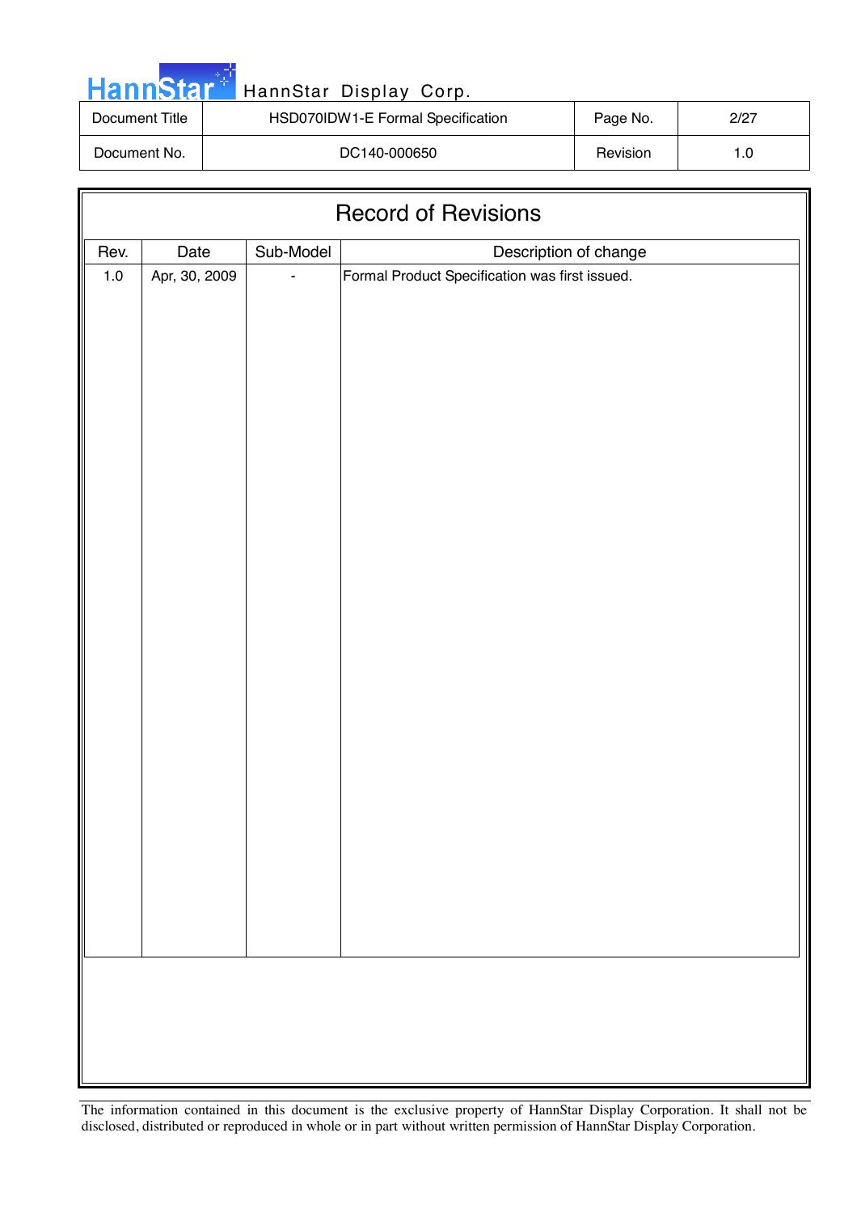# Record of Revisions

| Rev. | Date | Sub-Model | Description of change |
|---|---|---|---|
| 1.0 | Apr, 30, 2009 | - | Formal Product Specification was first issued. |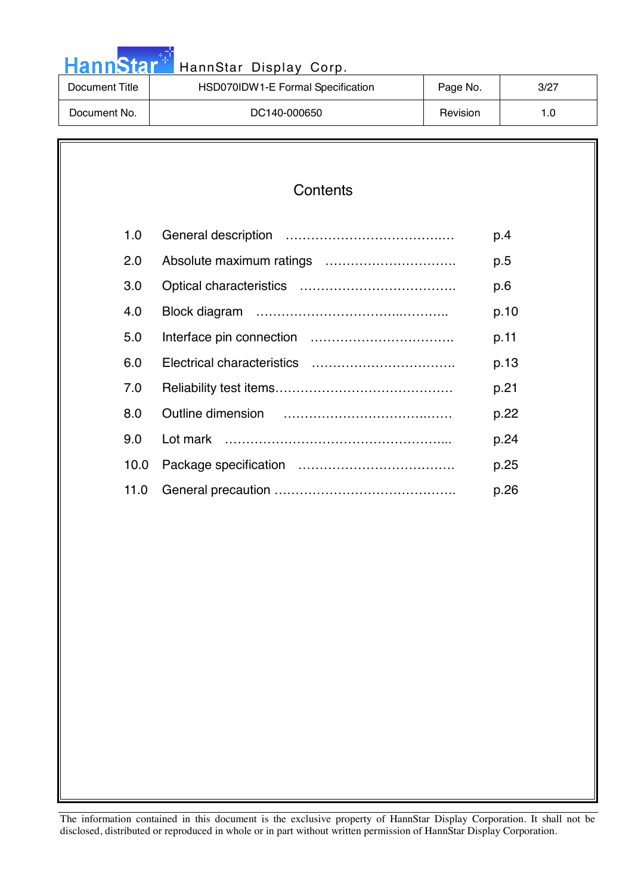# Contents

| | | |
|---|---|---|
| 1.0 | General description | p.4 |
| 2.0 | Absolute maximum ratings | p.5 |
| 3.0 | Optical characteristics | p.6 |
| 4.0 | Block diagram | p.10 |
| 5.0 | Interface pin connection | p.11 |
| 6.0 | Electrical characteristics | p.13 |
| 7.0 | Reliability test items | p.21 |
| 8.0 | Outline dimension | p.22 |
| 9.0 | Lot mark | p.24 |
| 10.0 | Package specification | p.25 |
| 11.0 | General precaution | p.26 |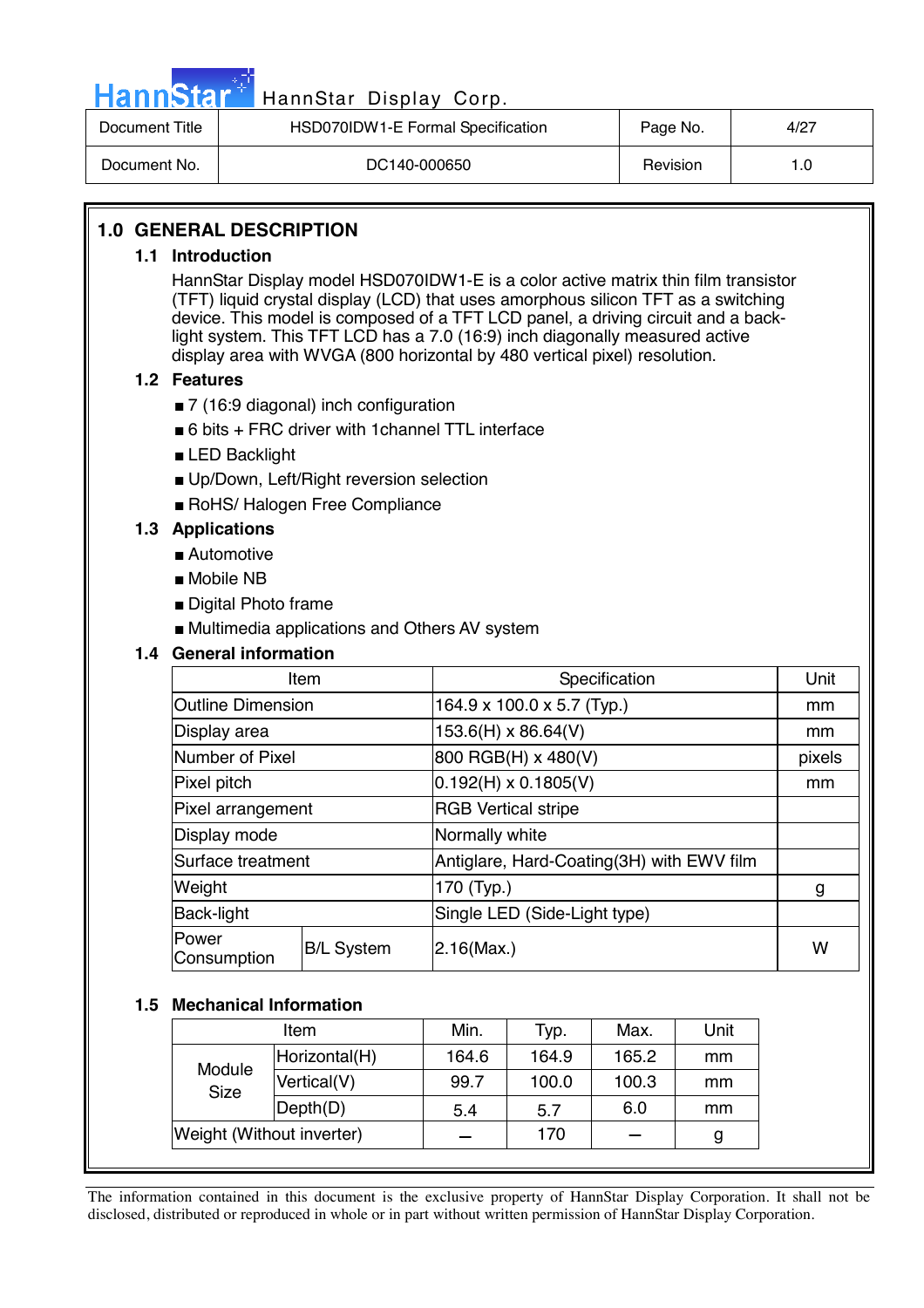# 1.0 GENERAL DESCRIPTION

## 1.1 Introduction

HannStar Display model HSD070IDW1-E is a color active matrix thin film transistor (TFT) liquid crystal display (LCD) that uses amorphous silicon TFT as a switching device. This model is composed of a TFT LCD panel, a driving circuit and a back-light system. This TFT LCD has a 7.0 (16:9) inch diagonally measured active display area with WVGA (800 horizontal by 480 vertical pixel) resolution.

## 1.2 Features

- 7 (16:9 diagonal) inch configuration
- 6 bits + FRC driver with 1channel TTL interface
- LED Backlight
- Up/Down, Left/Right reversion selection
- RoHS/ Halogen Free Compliance

## 1.3 Applications

- Automotive
- Mobile NB
- Digital Photo frame
- Multimedia applications and Others AV system

## 1.4 General information

| Item | | Specification | Unit |
|---|---|---|---|
| Outline Dimension | | 164.9 x 100.0 x 5.7 (Typ.) | mm |
| Display area | | 153.6(H) x 86.64(V) | mm |
| Number of Pixel | | 800 RGB(H) x 480(V) | pixels |
| Pixel pitch | | 0.192(H) x 0.1805(V) | mm |
| Pixel arrangement | | RGB Vertical stripe | |
| Display mode | | Normally white | |
| Surface treatment | | Antiglare, Hard-Coating(3H) with EWV film | |
| Weight | | 170 (Typ.) | g |
| Back-light | | Single LED (Side-Light type) | |
| Power Consumption | B/L System | 2.16(Max.) | W |

## 1.5 Mechanical Information

| Item | | Min. | Typ. | Max. | Unit |
|---|---|---|---|---|---|
| Module Size | Horizontal(H) | 164.6 | 164.9 | 165.2 | mm |
| | Vertical(V) | 99.7 | 100.0 | 100.3 | mm |
| | Depth(D) | 5.4 | 5.7 | 6.0 | mm |
| Weight (Without inverter) | | – | 170 | – | g |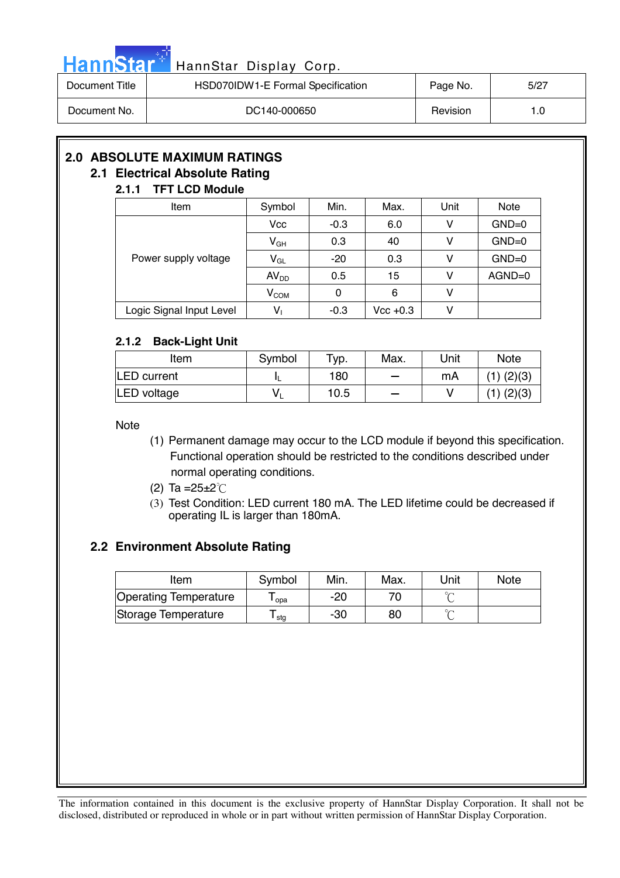# 2.0 ABSOLUTE MAXIMUM RATINGS

## 2.1 Electrical Absolute Rating

### 2.1.1 TFT LCD Module

| Item | Symbol | Min. | Max. | Unit | Note |
|---|---|---|---|---|---|
| Power supply voltage | Vcc | -0.3 | 6.0 | V | GND=0 |
| | $V_{GH}$ | 0.3 | 40 | V | GND=0 |
| | $V_{GL}$ | -20 | 0.3 | V | GND=0 |
| | $AV_{DD}$ | 0.5 | 15 | V | AGND=0 |
| | $V_{COM}$ | 0 | 6 | V | |
| Logic Signal Input Level | $V_I$ | -0.3 | Vcc +0.3 | V | |

### 2.1.2 Back-Light Unit

| Item | Symbol | Typ. | Max. | Unit | Note |
|---|---|---|---|---|---|
| LED current | $I_L$ | 180 | — | mA | (1) (2)(3) |
| LED voltage | $V_L$ | 10.5 | — | V | (1) (2)(3) |

Note

(1) Permanent damage may occur to the LCD module if beyond this specification. Functional operation should be restricted to the conditions described under normal operating conditions.

(2) Ta =25±2℃

(3) Test Condition: LED current 180 mA. The LED lifetime could be decreased if operating IL is larger than 180mA.

## 2.2 Environment Absolute Rating

| Item | Symbol | Min. | Max. | Unit | Note |
|---|---|---|---|---|---|
| Operating Temperature | $T_{opa}$ | -20 | 70 | ℃ | |
| Storage Temperature | $T_{stg}$ | -30 | 80 | ℃ | |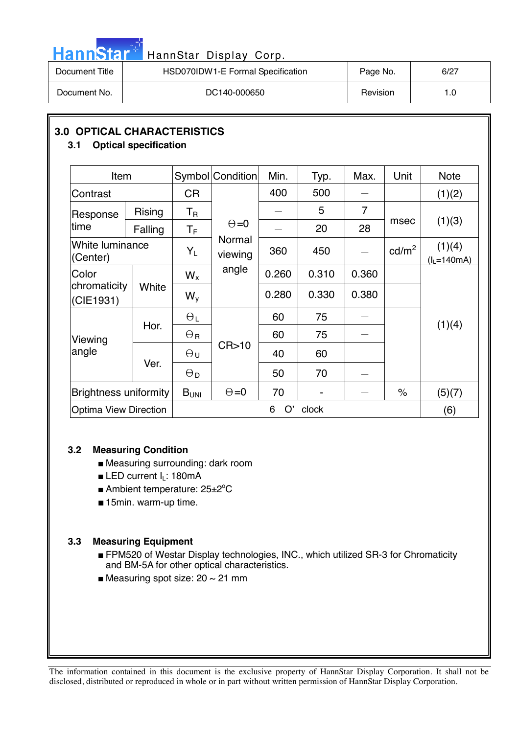## 3.0 OPTICAL CHARACTERISTICS

### 3.1 Optical specification

| Item | | Symbol | Condition | Min. | Typ. | Max. | Unit | Note |
|---|---|---|---|---|---|---|---|---|
| Contrast | | CR | Θ=0 Normal viewing angle | 400 | 500 | — | | (1)(2) |
| Response time | Rising | $T_R$ | | — | 5 | 7 | msec | (1)(3) |
| | Falling | $T_F$ | | — | 20 | 28 | | |
| White luminance (Center) | | $Y_L$ | | 360 | 450 | — | cd/m$^2$ | (1)(4) ($I_L$=140mA) |
| Color chromaticity (CIE1931) | White | $W_x$ | | 0.260 | 0.310 | 0.360 | | (1)(4) |
| | | $W_y$ | | 0.280 | 0.330 | 0.380 | | |
| Viewing angle | Hor. | $\Theta_L$ | CR>10 | 60 | 75 | — | | |
| | | $\Theta_R$ | | 60 | 75 | — | | |
| | Ver. | $\Theta_U$ | | 40 | 60 | — | | |
| | | $\Theta_D$ | | 50 | 70 | — | | |
| Brightness uniformity | | $B_{UNI}$ | Θ=0 | 70 | - | — | % | (5)(7) |
| Optima View Direction | | 6 O' clock | | | | | | (6) |

### 3.2 Measuring Condition

- Measuring surrounding: dark room
- LED current $I_L$: 180mA
- Ambient temperature: 25±2°C
- 15min. warm-up time.

### 3.3 Measuring Equipment

- FPM520 of Westar Display technologies, INC., which utilized SR-3 for Chromaticity and BM-5A for other optical characteristics.
- Measuring spot size: 20 ~ 21 mm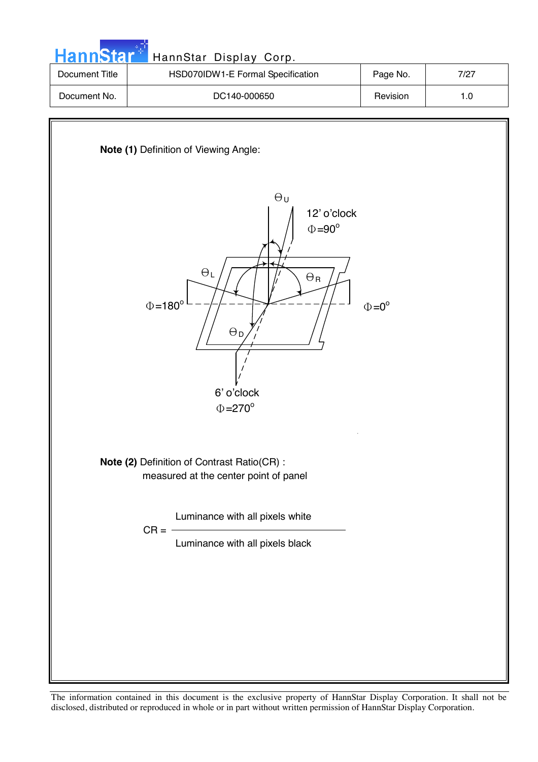**Note (1)** Definition of Viewing Angle:

$\Theta_U$

12' o'clock
$\Phi=90^o$

$\Theta_L$

$\Theta_R$

$\Phi=180^o$

$\Phi=0^o$

$\Theta_D$

6' o'clock
$\Phi=270^o$

**Note (2)** Definition of Contrast Ratio(CR) :
measured at the center point of panel

$$CR = \frac{\text{Luminance with all pixels white}}{\text{Luminance with all pixels black}}$$

The information contained in this document is the exclusive property of HannStar Display Corporation. It shall not be disclosed, distributed or reproduced in whole or in part without written permission of HannStar Display Corporation.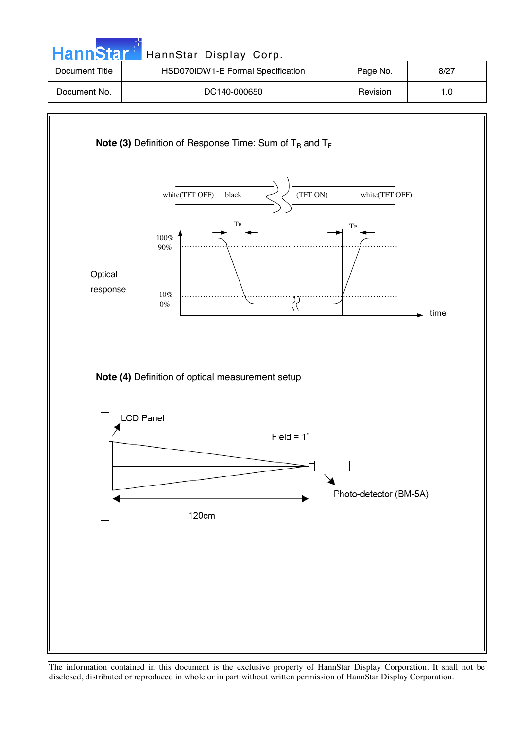**Note (3)** Definition of Response Time: Sum of $T_R$ and $T_F$

white(TFT OFF) | black | (TFT ON) | white(TFT OFF)

$T_R$ $T_F$

100%
90%

Optical response

10%
0%

time

**Note (4)** Definition of optical measurement setup

LCD Panel

Field = 1°

Photo-detector (BM-5A)

120cm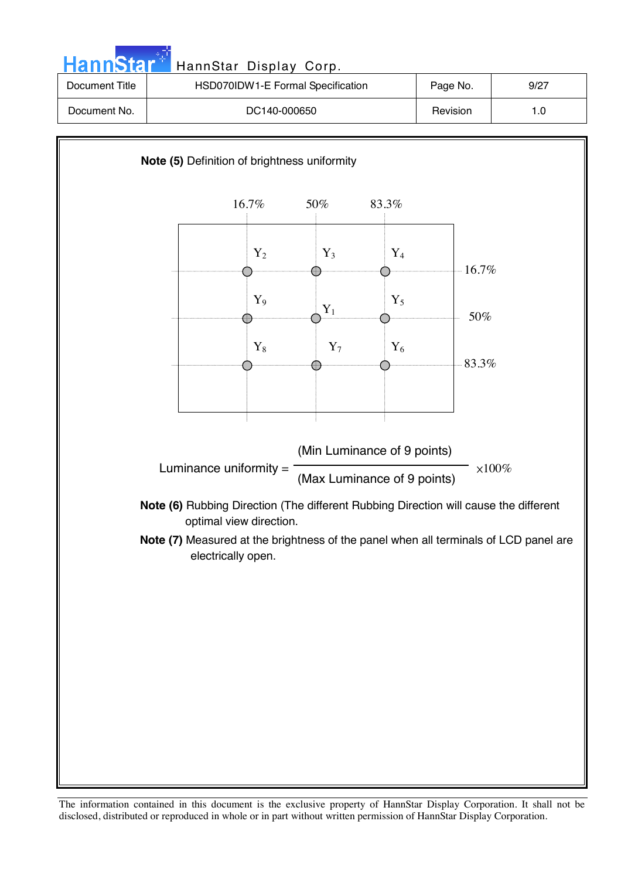**Note (5)** Definition of brightness uniformity

16.7%　　50%　　83.3%

| | 16.7% | 50% | 83.3% |
|---|---|---|---|
| 16.7% | $Y_2$ | $Y_3$ | $Y_4$ |
| 50% | $Y_9$ | $Y_1$ | $Y_5$ |
| 83.3% | $Y_8$ | $Y_7$ | $Y_6$ |

$$\text{Luminance uniformity} = \frac{\text{(Min Luminance of 9 points)}}{\text{(Max Luminance of 9 points)}} \times 100\%$$

**Note (6)** Rubbing Direction (The different Rubbing Direction will cause the different optimal view direction.

**Note (7)** Measured at the brightness of the panel when all terminals of LCD panel are electrically open.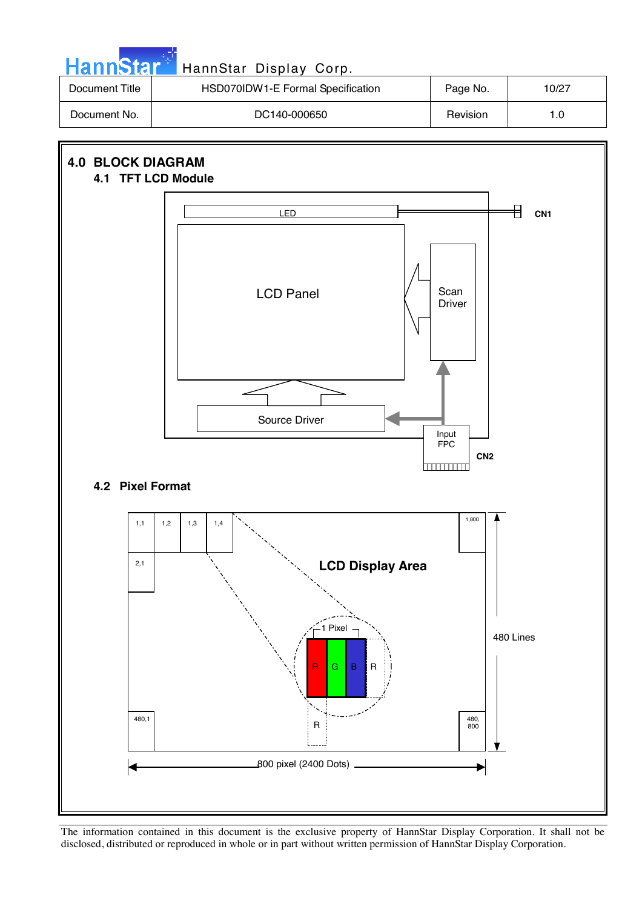## 4.0 BLOCK DIAGRAM

### 4.1 TFT LCD Module

LED

CN1

LCD Panel

Scan Driver

Source Driver

Input FPC

CN2

### 4.2 Pixel Format

1,1 1,2 1,3 1,4 1,800

2,1

LCD Display Area

1 Pixel

R G B R

R

480,1 480, 800

480 Lines

800 pixel (2400 Dots)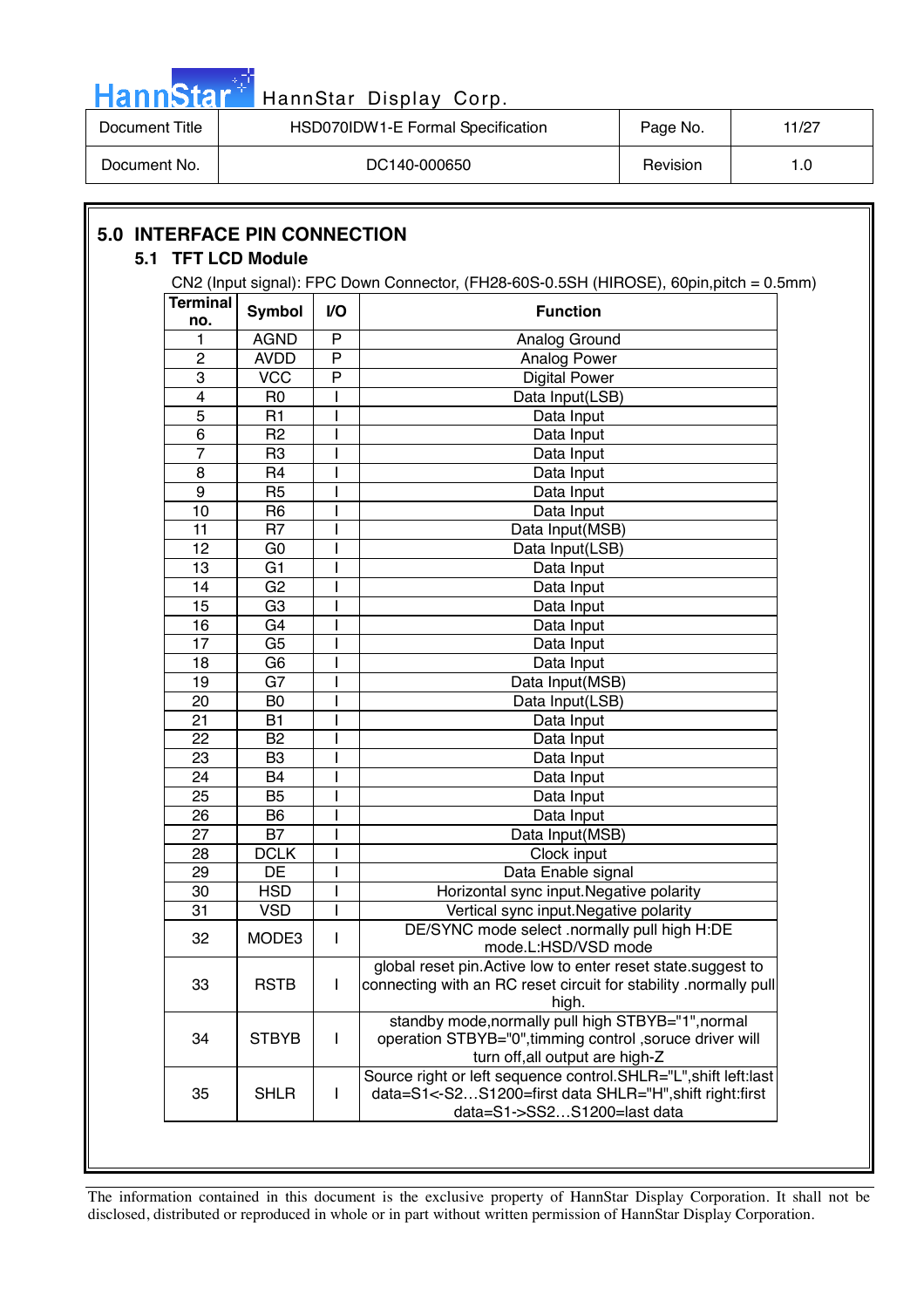## 5.0 INTERFACE PIN CONNECTION

### 5.1 TFT LCD Module

CN2 (Input signal): FPC Down Connector, (FH28-60S-0.5SH (HIROSE), 60pin,pitch = 0.5mm)

| Terminal no. | Symbol | I/O | Function |
|---|---|---|---|
| 1 | AGND | P | Analog Ground |
| 2 | AVDD | P | Analog Power |
| 3 | VCC | P | Digital Power |
| 4 | R0 | I | Data Input(LSB) |
| 5 | R1 | I | Data Input |
| 6 | R2 | I | Data Input |
| 7 | R3 | I | Data Input |
| 8 | R4 | I | Data Input |
| 9 | R5 | I | Data Input |
| 10 | R6 | I | Data Input |
| 11 | R7 | I | Data Input(MSB) |
| 12 | G0 | I | Data Input(LSB) |
| 13 | G1 | I | Data Input |
| 14 | G2 | I | Data Input |
| 15 | G3 | I | Data Input |
| 16 | G4 | I | Data Input |
| 17 | G5 | I | Data Input |
| 18 | G6 | I | Data Input |
| 19 | G7 | I | Data Input(MSB) |
| 20 | B0 | I | Data Input(LSB) |
| 21 | B1 | I | Data Input |
| 22 | B2 | I | Data Input |
| 23 | B3 | I | Data Input |
| 24 | B4 | I | Data Input |
| 25 | B5 | I | Data Input |
| 26 | B6 | I | Data Input |
| 27 | B7 | I | Data Input(MSB) |
| 28 | DCLK | I | Clock input |
| 29 | DE | I | Data Enable signal |
| 30 | HSD | I | Horizontal sync input.Negative polarity |
| 31 | VSD | I | Vertical sync input.Negative polarity |
| 32 | MODE3 | I | DE/SYNC mode select .normally pull high H:DE mode.L:HSD/VSD mode |
| 33 | RSTB | I | global reset pin.Active low to enter reset state.suggest to connecting with an RC reset circuit for stability .normally pull high. |
| 34 | STBYB | I | standby mode,normally pull high STBYB="1",normal operation STBYB="0",timming control ,soruce driver will turn off,all output are high-Z |
| 35 | SHLR | I | Source right or left sequence control.SHLR="L",shift left:last data=S1<-S2…S1200=first data SHLR="H",shift right:first data=S1->SS2…S1200=last data |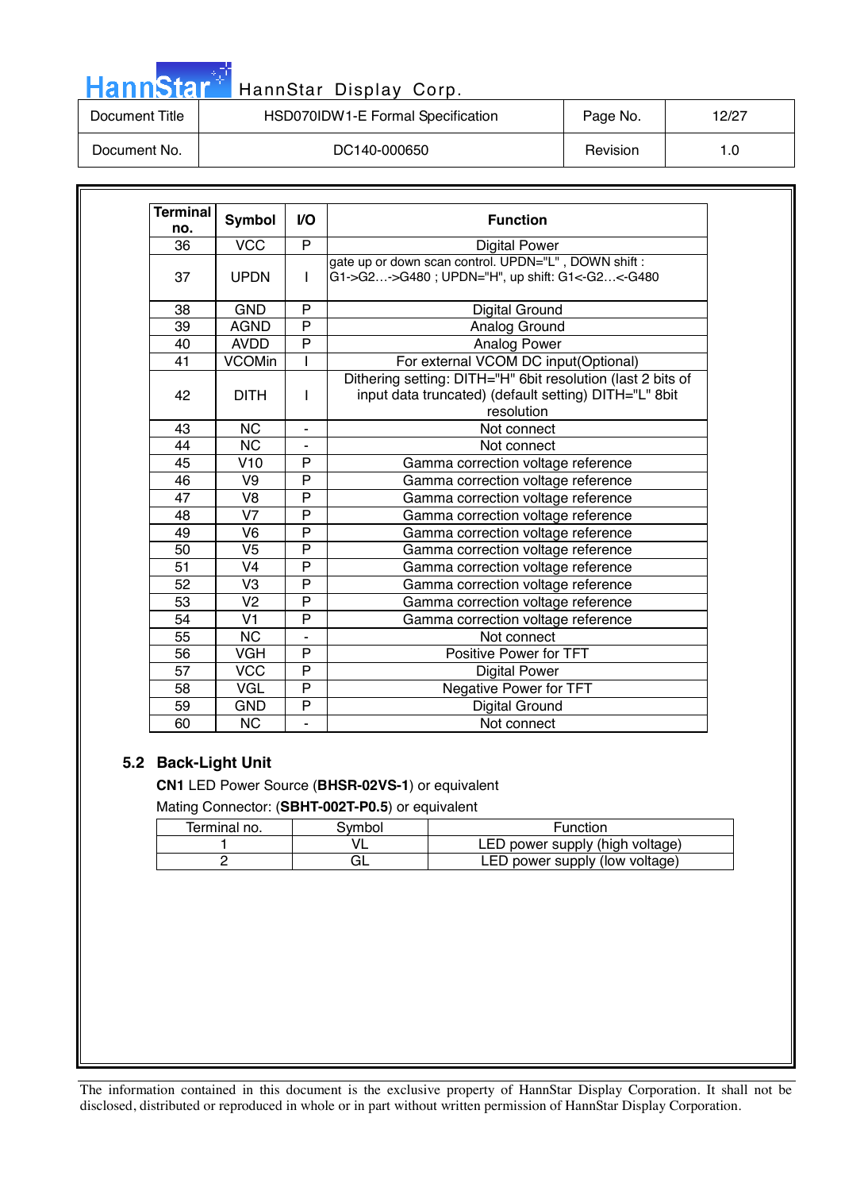| Terminal no. | Symbol | I/O | Function |
|---|---|---|---|
| 36 | VCC | P | Digital Power |
| 37 | UPDN | I | gate up or down scan control. UPDN="L" , DOWN shift : G1->G2…->G480 ; UPDN="H", up shift: G1<-G2…<-G480 |
| 38 | GND | P | Digital Ground |
| 39 | AGND | P | Analog Ground |
| 40 | AVDD | P | Analog Power |
| 41 | VCOMin | I | For external VCOM DC input(Optional) |
| 42 | DITH | I | Dithering setting: DITH="H" 6bit resolution (last 2 bits of input data truncated) (default setting) DITH="L" 8bit resolution |
| 43 | NC | - | Not connect |
| 44 | NC | - | Not connect |
| 45 | V10 | P | Gamma correction voltage reference |
| 46 | V9 | P | Gamma correction voltage reference |
| 47 | V8 | P | Gamma correction voltage reference |
| 48 | V7 | P | Gamma correction voltage reference |
| 49 | V6 | P | Gamma correction voltage reference |
| 50 | V5 | P | Gamma correction voltage reference |
| 51 | V4 | P | Gamma correction voltage reference |
| 52 | V3 | P | Gamma correction voltage reference |
| 53 | V2 | P | Gamma correction voltage reference |
| 54 | V1 | P | Gamma correction voltage reference |
| 55 | NC | - | Not connect |
| 56 | VGH | P | Positive Power for TFT |
| 57 | VCC | P | Digital Power |
| 58 | VGL | P | Negative Power for TFT |
| 59 | GND | P | Digital Ground |
| 60 | NC | - | Not connect |

## 5.2 Back-Light Unit

**CN1** LED Power Source (**BHSR-02VS-1**) or equivalent

Mating Connector: (**SBHT-002T-P0.5**) or equivalent

| Terminal no. | Symbol | Function |
|---|---|---|
| 1 | VL | LED power supply (high voltage) |
| 2 | GL | LED power supply (low voltage) |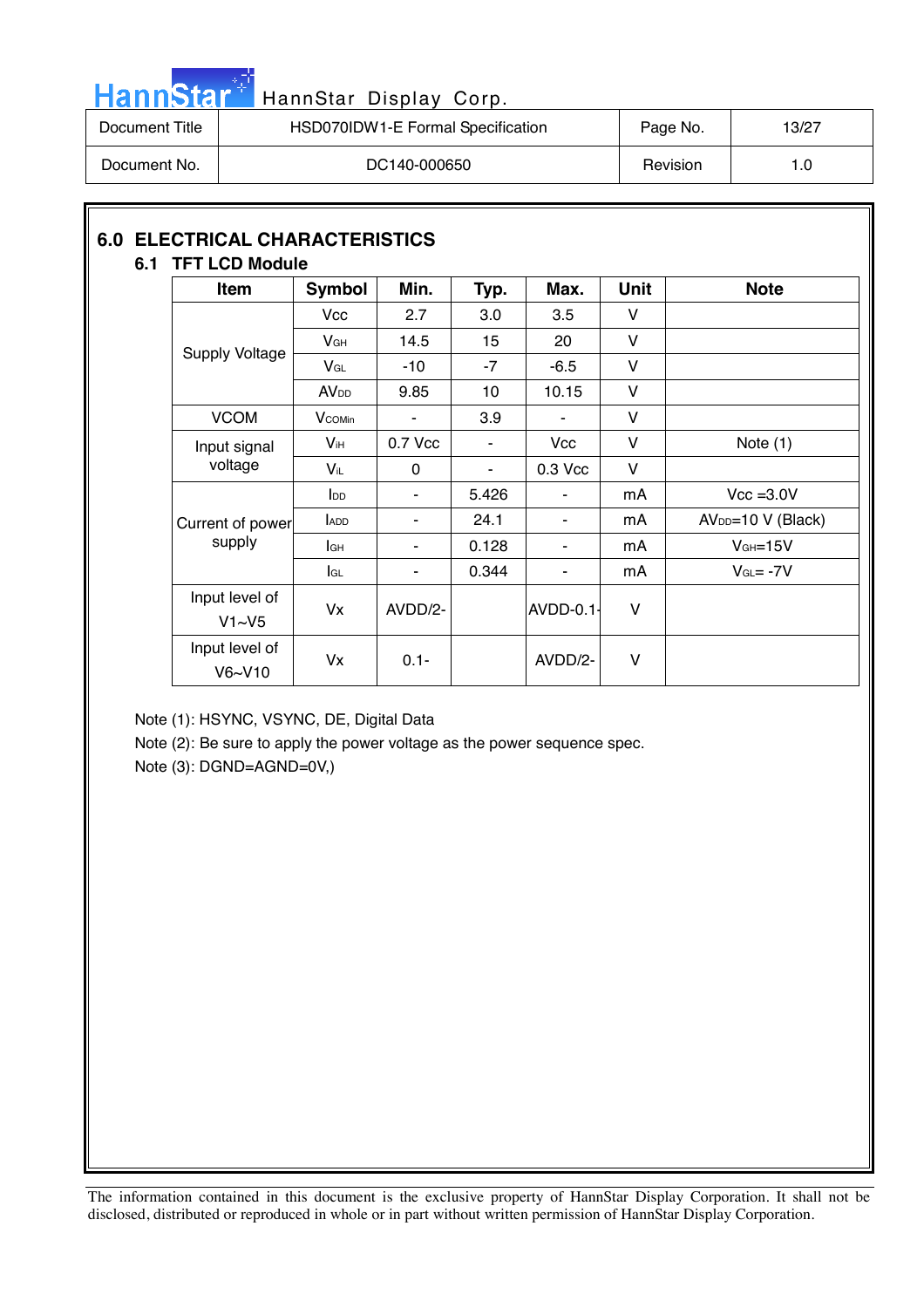## 6.0 ELECTRICAL CHARACTERISTICS

### 6.1 TFT LCD Module

| Item | Symbol | Min. | Typ. | Max. | Unit | Note |
|---|---|---|---|---|---|---|
| Supply Voltage | Vcc | 2.7 | 3.0 | 3.5 | V | |
| | $V_{GH}$ | 14.5 | 15 | 20 | V | |
| | $V_{GL}$ | -10 | -7 | -6.5 | V | |
| | $AV_{DD}$ | 9.85 | 10 | 10.15 | V | |
| VCOM | $V_{COMin}$ | - | 3.9 | - | V | |
| Input signal voltage | $V_{iH}$ | 0.7 Vcc | - | Vcc | V | Note (1) |
| | $V_{iL}$ | 0 | - | 0.3 Vcc | V | |
| Current of power supply | $I_{DD}$ | - | 5.426 | - | mA | Vcc =3.0V |
| | $I_{ADD}$ | - | 24.1 | - | mA | $AV_{DD}$=10 V (Black) |
| | $I_{GH}$ | - | 0.128 | - | mA | $V_{GH}$=15V |
| | $I_{GL}$ | - | 0.344 | - | mA | $V_{GL}$= -7V |
| Input level of V1~V5 | Vx | AVDD/2- | | AVDD-0.1- | V | |
| Input level of V6~V10 | Vx | 0.1- | | AVDD/2- | V | |

Note (1): HSYNC, VSYNC, DE, Digital Data

Note (2): Be sure to apply the power voltage as the power sequence spec.

Note (3): DGND=AGND=0V,)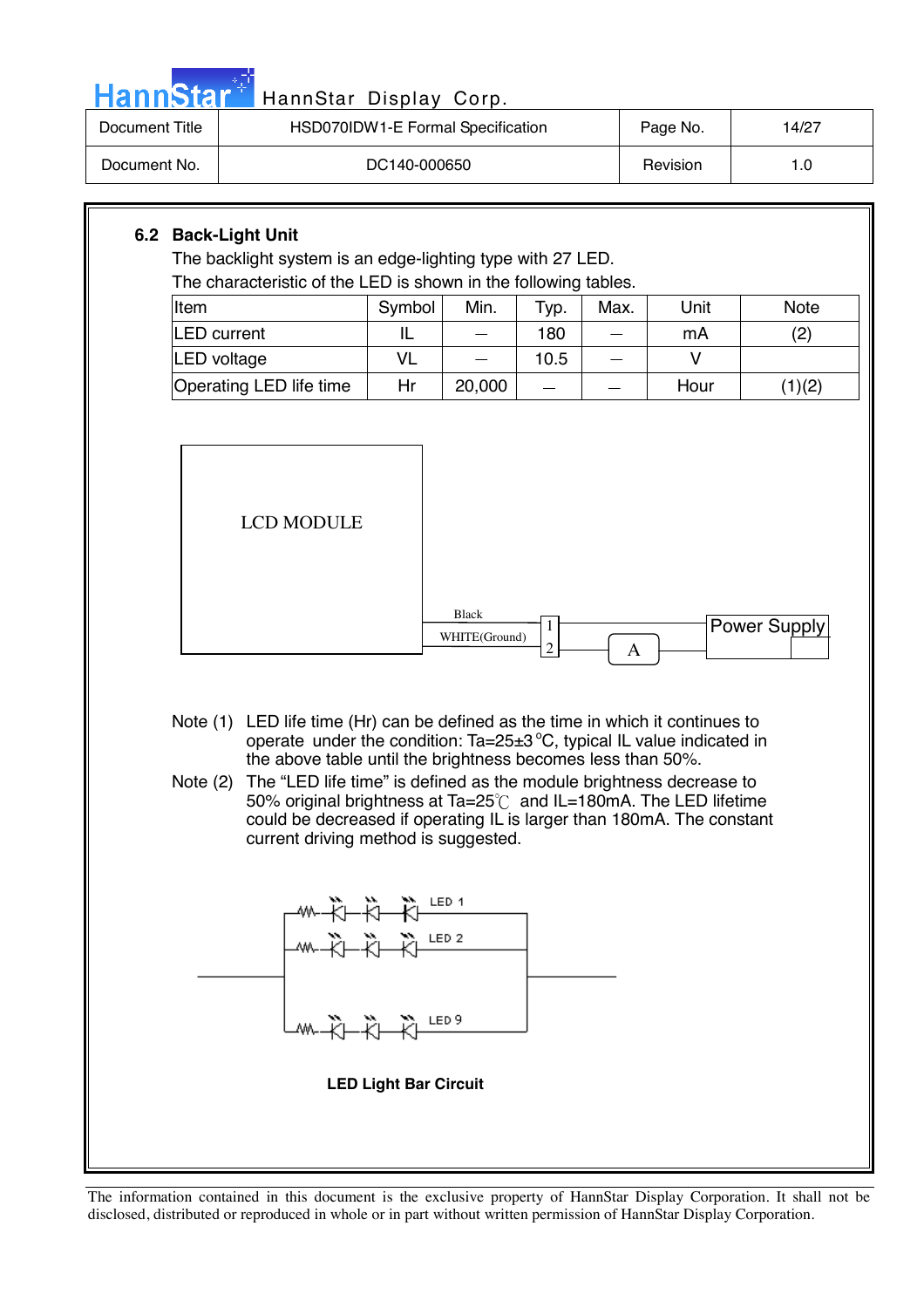## 6.2 Back-Light Unit

The backlight system is an edge-lighting type with 27 LED.
The characteristic of the LED is shown in the following tables.

| Item | Symbol | Min. | Typ. | Max. | Unit | Note |
|---|---|---|---|---|---|---|
| LED current | IL | — | 180 | — | mA | (2) |
| LED voltage | VL | — | 10.5 | — | V | |
| Operating LED life time | Hr | 20,000 | — | — | Hour | (1)(2) |

LCD MODULE

Black
WHITE(Ground)
1
2
A
Power Supply

Note (1) LED life time (Hr) can be defined as the time in which it continues to operate under the condition: Ta=25±3 °C, typical IL value indicated in the above table until the brightness becomes less than 50%.

Note (2) The "LED life time" is defined as the module brightness decrease to 50% original brightness at Ta=25℃ and IL=180mA. The LED lifetime could be decreased if operating IL is larger than 180mA. The constant current driving method is suggested.

LED 1
LED 2
LED 9

**LED Light Bar Circuit**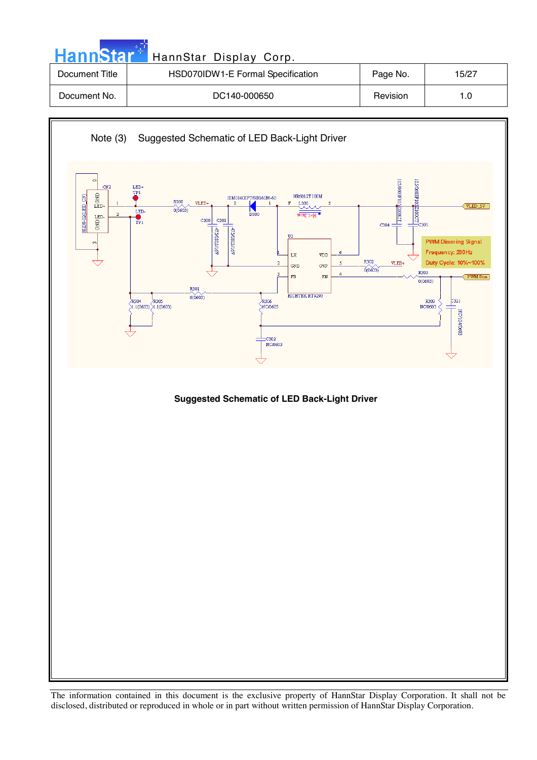Note (3) Suggested Schematic of LED Back-Light Driver

**Suggested Schematic of LED Back-Light Driver**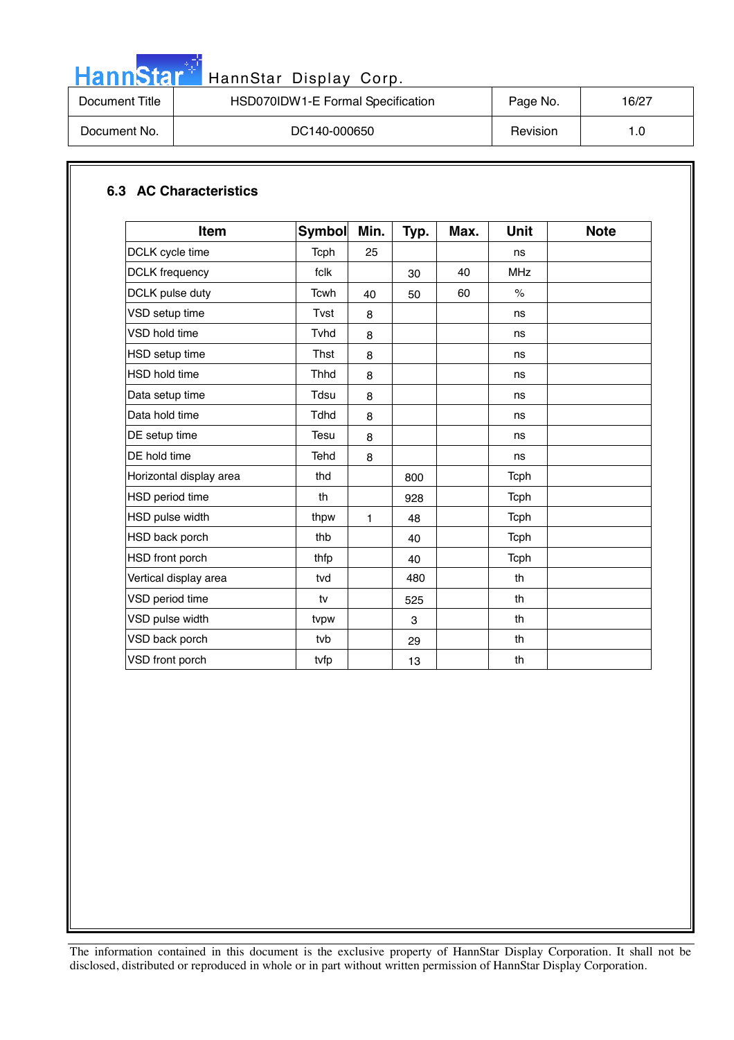## 6.3 AC Characteristics

| Item | Symbol | Min. | Typ. | Max. | Unit | Note |
|---|---|---|---|---|---|---|
| DCLK cycle time | Tcph | 25 | | | ns | |
| DCLK frequency | fclk | | 30 | 40 | MHz | |
| DCLK pulse duty | Tcwh | 40 | 50 | 60 | % | |
| VSD setup time | Tvst | 8 | | | ns | |
| VSD hold time | Tvhd | 8 | | | ns | |
| HSD setup time | Thst | 8 | | | ns | |
| HSD hold time | Thhd | 8 | | | ns | |
| Data setup time | Tdsu | 8 | | | ns | |
| Data hold time | Tdhd | 8 | | | ns | |
| DE setup time | Tesu | 8 | | | ns | |
| DE hold time | Tehd | 8 | | | ns | |
| Horizontal display area | thd | | 800 | | Tcph | |
| HSD period time | th | | 928 | | Tcph | |
| HSD pulse width | thpw | 1 | 48 | | Tcph | |
| HSD back porch | thb | | 40 | | Tcph | |
| HSD front porch | thfp | | 40 | | Tcph | |
| Vertical display area | tvd | | 480 | | th | |
| VSD period time | tv | | 525 | | th | |
| VSD pulse width | tvpw | | 3 | | th | |
| VSD back porch | tvb | | 29 | | th | |
| VSD front porch | tvfp | | 13 | | th | |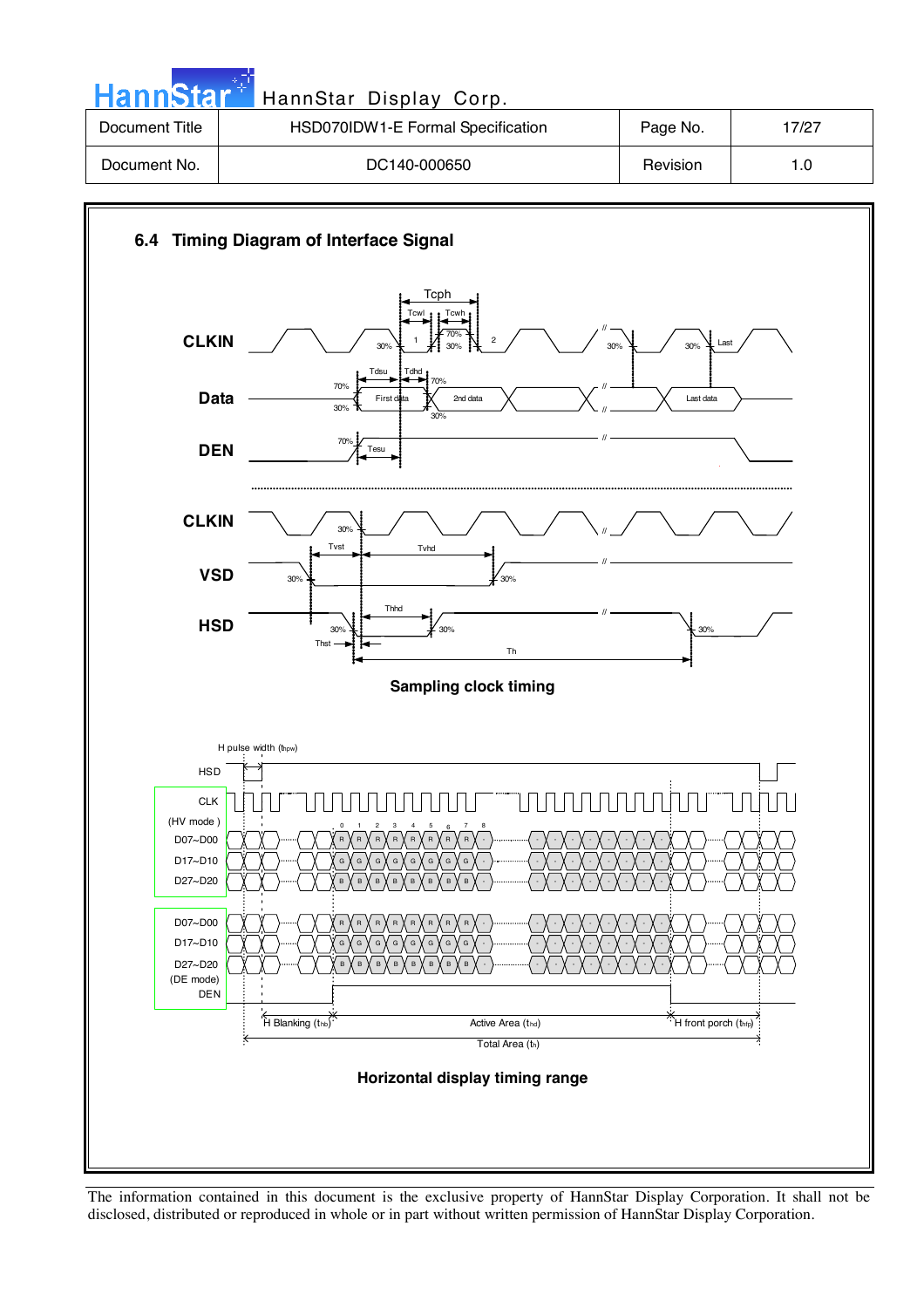## 6.4 Timing Diagram of Interface Signal

Sampling clock timing

Horizontal display timing range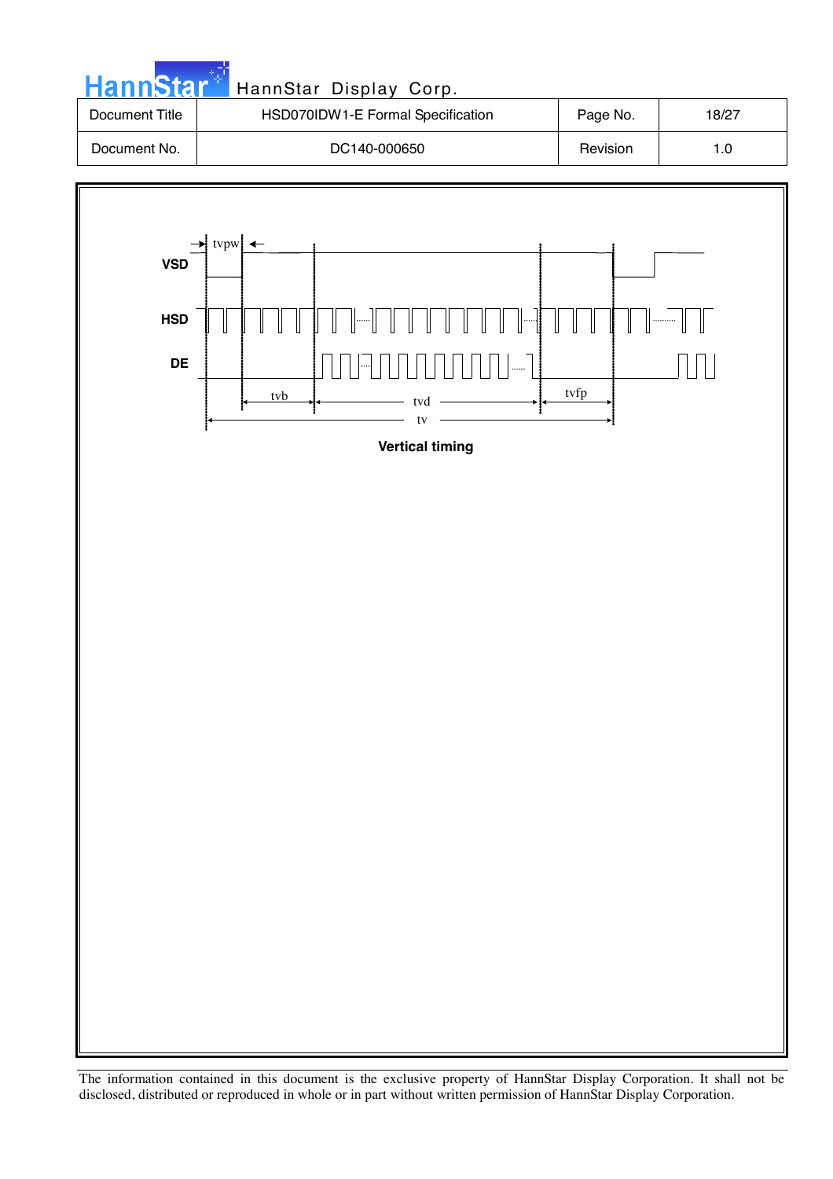VSD

HSD

DE

tvpw

tvb

tvd

tvfp

tv

**Vertical timing**

The information contained in this document is the exclusive property of HannStar Display Corporation. It shall not be disclosed, distributed or reproduced in whole or in part without written permission of HannStar Display Corporation.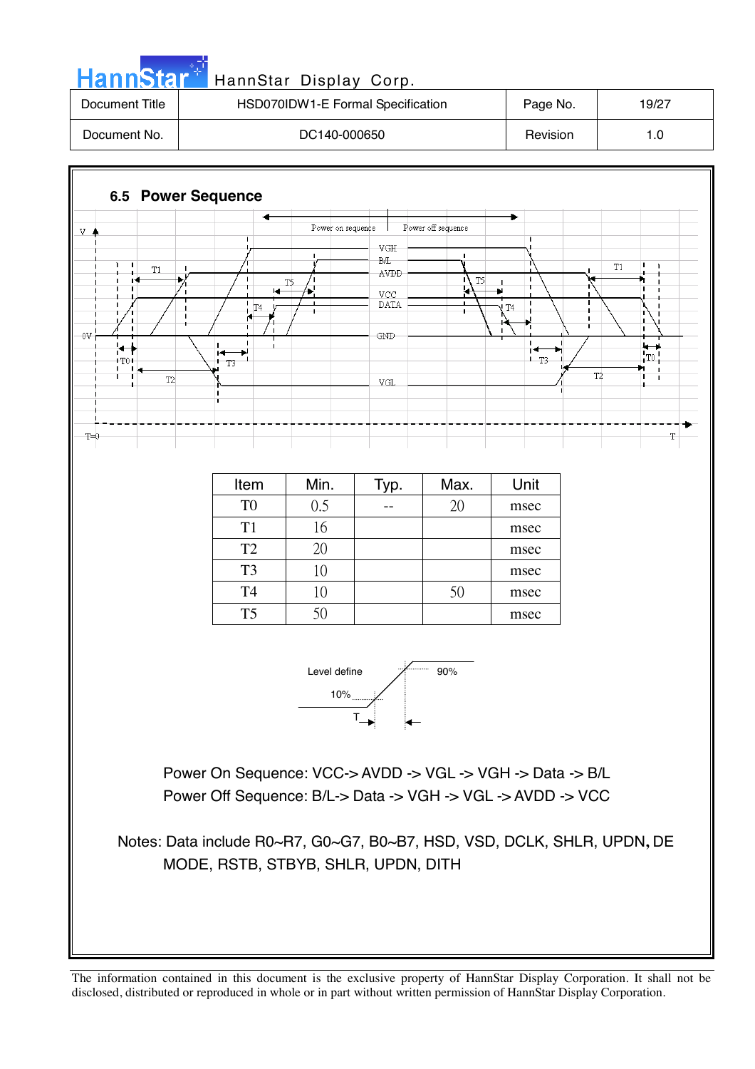## 6.5 Power Sequence

| Item | Min. | Typ. | Max. | Unit |
|---|---|---|---|---|
| T0 | 0.5 | -- | 20 | msec |
| T1 | 16 | | | msec |
| T2 | 20 | | | msec |
| T3 | 10 | | | msec |
| T4 | 10 | | 50 | msec |
| T5 | 50 | | | msec |

Power On Sequence: VCC-> AVDD -> VGL -> VGH -> Data -> B/L

Power Off Sequence: B/L-> Data -> VGH -> VGL -> AVDD -> VCC

Notes: Data include R0~R7, G0~G7, B0~B7, HSD, VSD, DCLK, SHLR, UPDN, DE MODE, RSTB, STBYB, SHLR, UPDN, DITH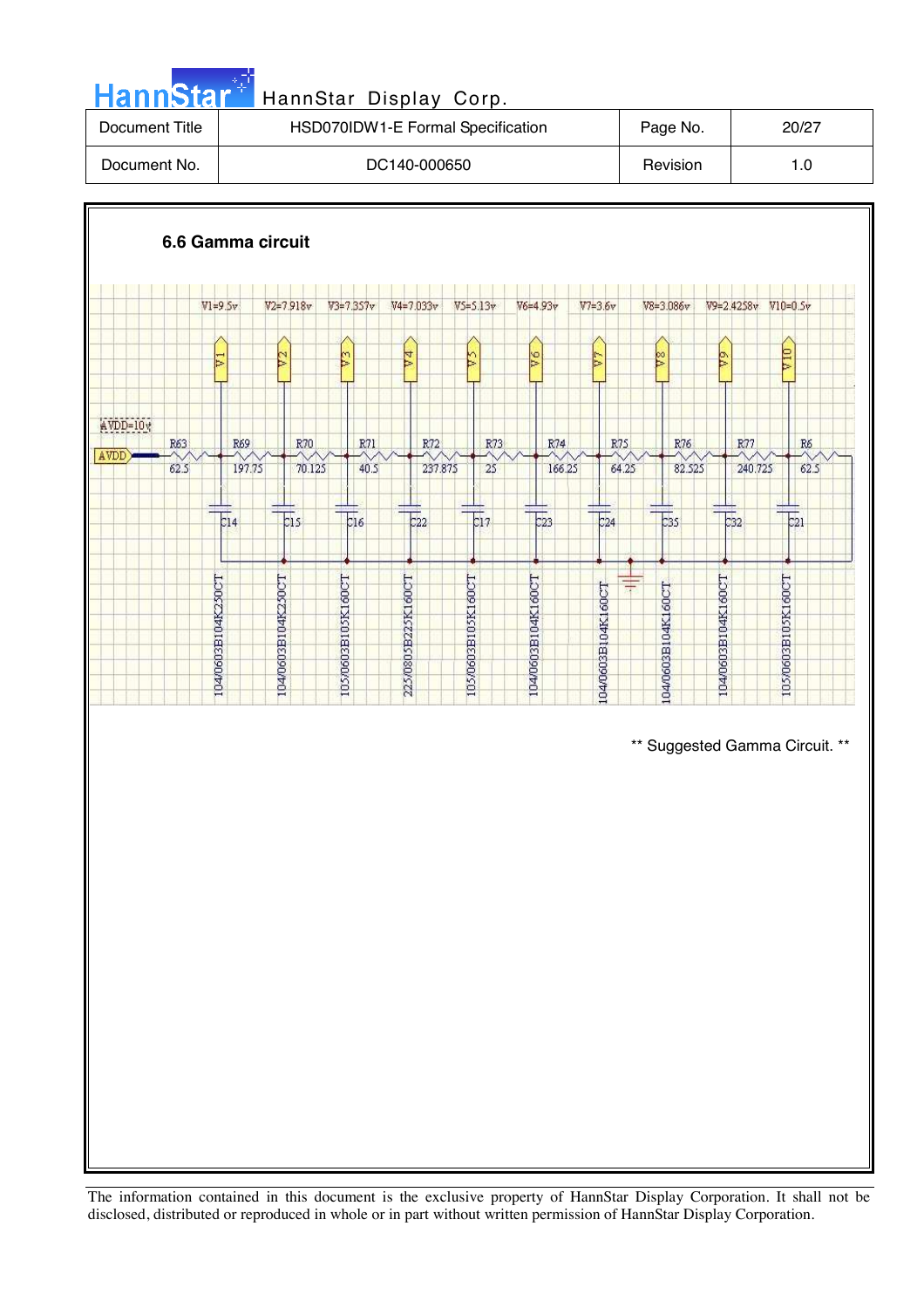### 6.6 Gamma circuit

V1=9.5v V2=7.918v V3=7.357v V4=7.033v V5=5.13v V6=4.93v V7=3.6v V8=3.086v V9=2.4258v V10=0.5v

AVDD=10v

| Resistor | R63 | R69 | R70 | R71 | R72 | R73 | R74 | R75 | R76 | R77 | R6 |
|---|---|---|---|---|---|---|---|---|---|---|---|
| Value | 62.5 | 197.75 | 70.125 | 40.5 | 237.875 | 25 | 166.25 | 64.25 | 82.525 | 240.725 | 62.5 |

| Capacitor | C14 | C15 | C16 | C22 | C17 | C23 | C24 | C35 | C32 | C21 |
|---|---|---|---|---|---|---|---|---|---|---|
| Part | 104/0603B104K250CT | 104/0603B104K250CT | 105/0603B105K160CT | 225/0805B225K160CT | 105/0603B105K160CT | 104/0603B104K160CT | 104/0603B104K160CT | 104/0603B104K160CT | 104/0603B104K160CT | 105/0603B105K160CT |

** Suggested Gamma Circuit. **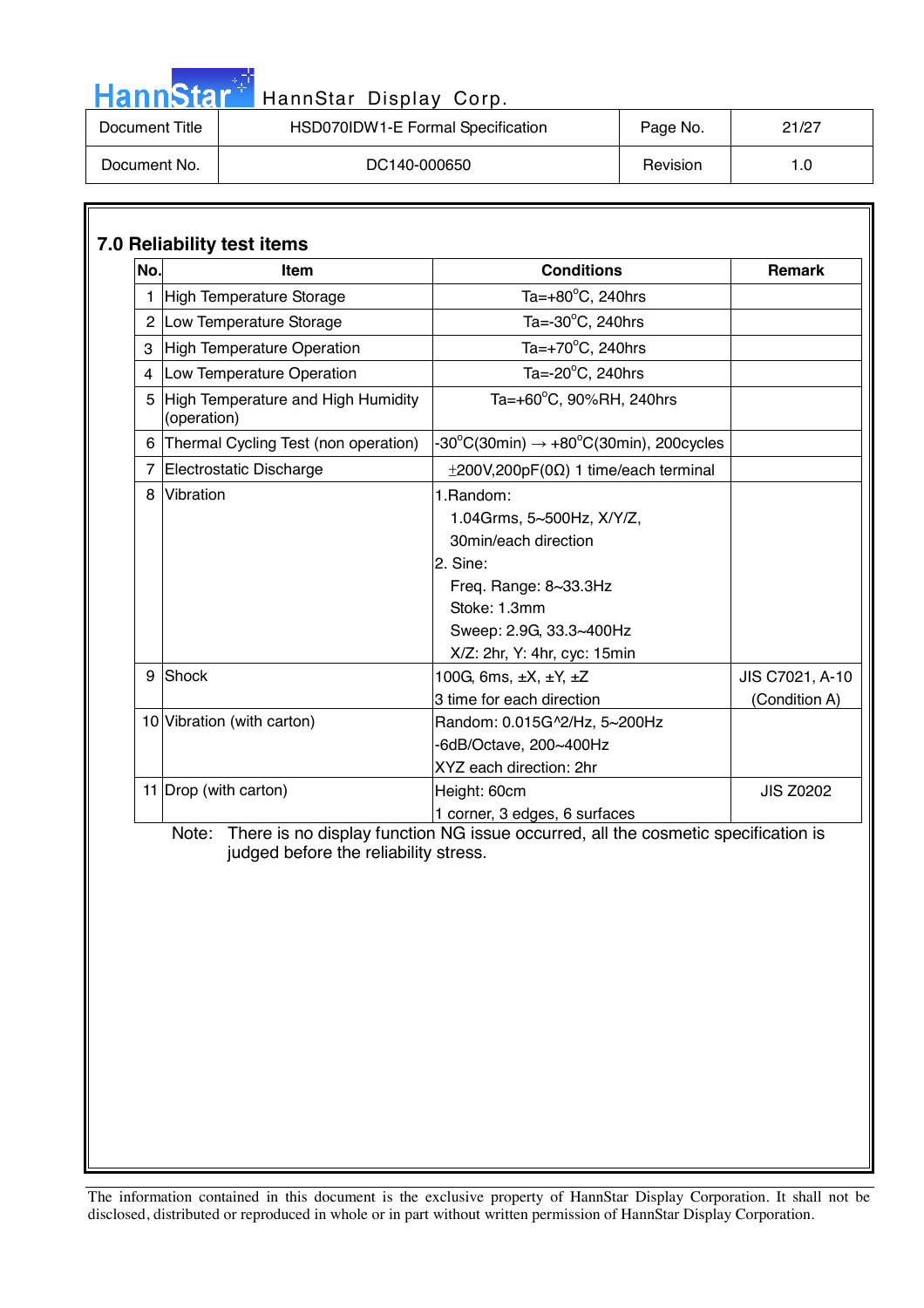## 7.0 Reliability test items

| No. | Item | Conditions | Remark |
|---|---|---|---|
| 1 | High Temperature Storage | Ta=+80°C, 240hrs | |
| 2 | Low Temperature Storage | Ta=-30°C, 240hrs | |
| 3 | High Temperature Operation | Ta=+70°C, 240hrs | |
| 4 | Low Temperature Operation | Ta=-20°C, 240hrs | |
| 5 | High Temperature and High Humidity (operation) | Ta=+60°C, 90%RH, 240hrs | |
| 6 | Thermal Cycling Test (non operation) | -30°C(30min) → +80°C(30min), 200cycles | |
| 7 | Electrostatic Discharge | ±200V,200pF(0Ω) 1 time/each terminal | |
| 8 | Vibration | 1.Random:<br>1.04Grms, 5~500Hz, X/Y/Z,<br>30min/each direction<br>2. Sine:<br>Freq. Range: 8~33.3Hz<br>Stoke: 1.3mm<br>Sweep: 2.9G, 33.3~400Hz<br>X/Z: 2hr, Y: 4hr, cyc: 15min | |
| 9 | Shock | 100G, 6ms, ±X, ±Y, ±Z<br>3 time for each direction | JIS C7021, A-10 (Condition A) |
| 10 | Vibration (with carton) | Random: 0.015G^2/Hz, 5~200Hz<br>-6dB/Octave, 200~400Hz<br>XYZ each direction: 2hr | |
| 11 | Drop (with carton) | Height: 60cm<br>1 corner, 3 edges, 6 surfaces | JIS Z0202 |

Note: There is no display function NG issue occurred, all the cosmetic specification is judged before the reliability stress.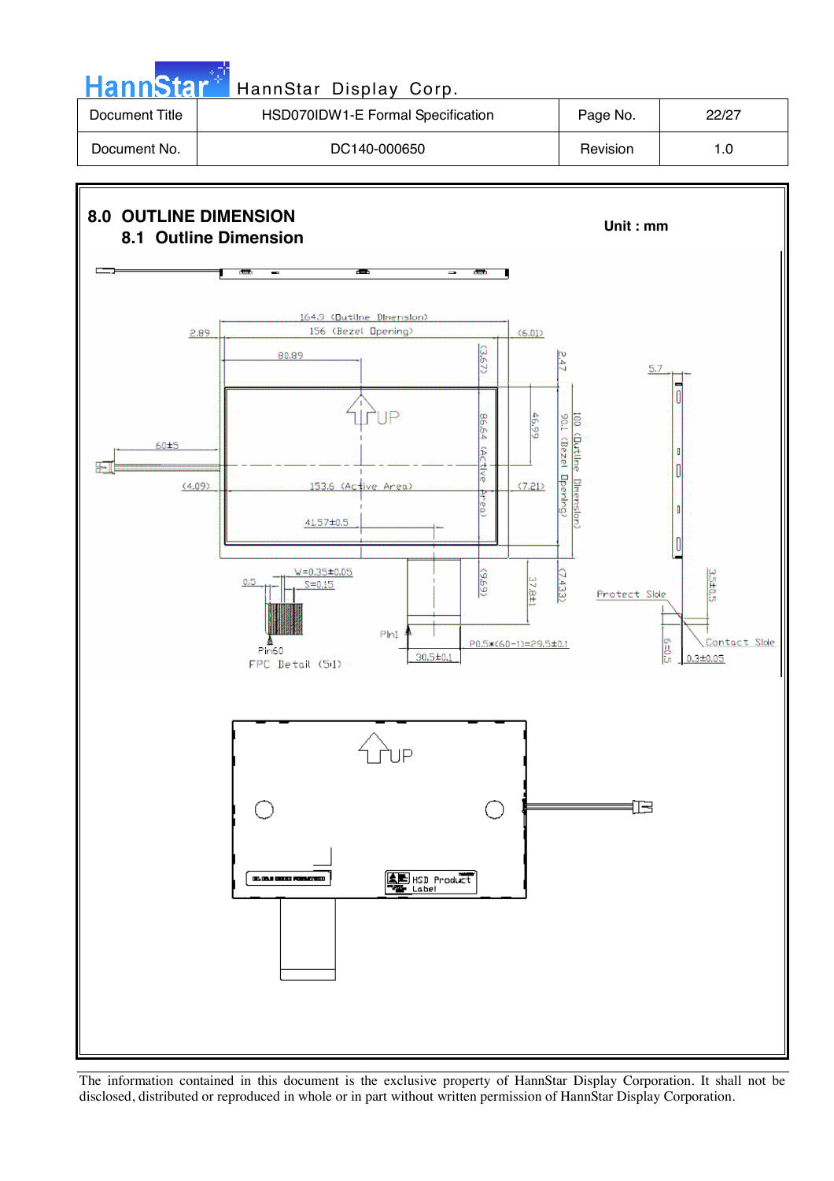# 8.0 OUTLINE DIMENSION

## 8.1 Outline Dimension

Unit : mm

164.9 (Outline Dimension)

156 (Bezel Opening)

2.89

(6.01)

80.89

(3.67)

2.47

5.7

UP

86.64 (Active Area)

46.99

90.1 (Bezel Opening)

100 (Outline Dimension)

60±5

(4.09)

153.6 (Active Area)

(7.21)

41.57±0.5

W=0.35±0.05

S=0.15

0.5

(9.69)

37.8±1

(7.433)

3.5±0.5

Protect Side

Pin60

Pin1

FPC Detail (5:1)

P0.5*(60-1)=29.5±0.1

30.5±0.1

6±0.5

Contact Side

0.3±0.05

UP

HSD Product Label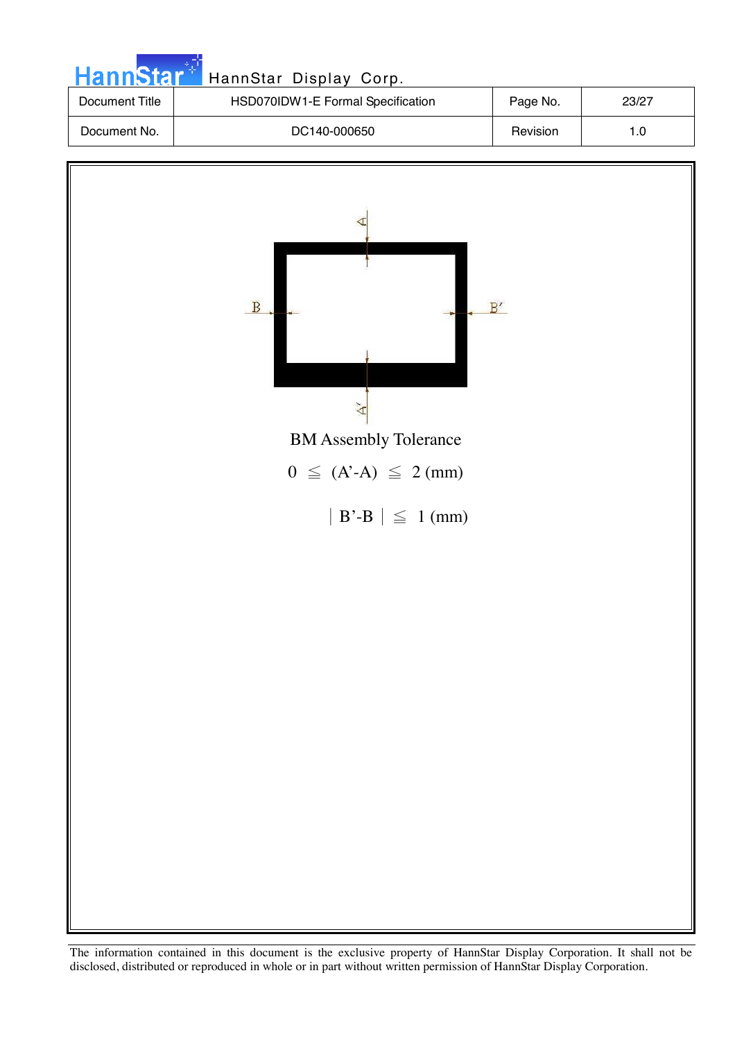A

B B'

A'

BM Assembly Tolerance

$0 \leqq (A'-A) \leqq 2$ (mm)

$|B'-B| \leqq 1$ (mm)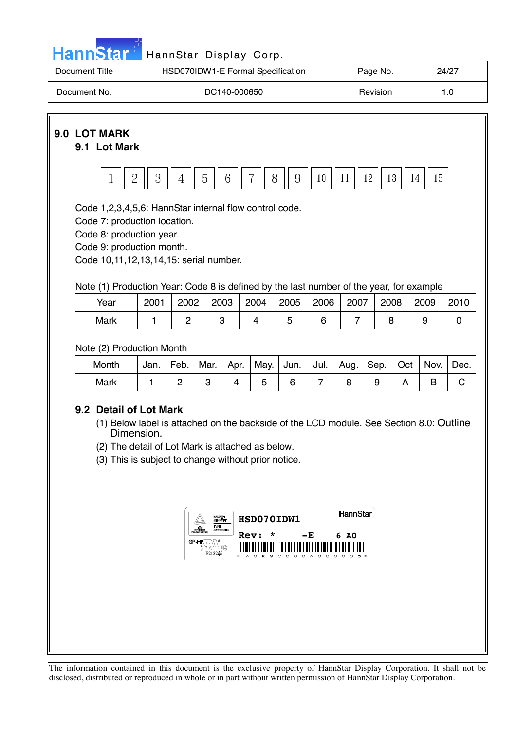# 9.0 LOT MARK

## 9.1 Lot Mark

| 1 | 2 | 3 | 4 | 5 | 6 | 7 | 8 | 9 | 10 | 11 | 12 | 13 | 14 | 15 |
|---|---|---|---|---|---|---|---|---|---|---|---|---|---|---|

Code 1,2,3,4,5,6: HannStar internal flow control code.
Code 7: production location.
Code 8: production year.
Code 9: production month.
Code 10,11,12,13,14,15: serial number.

Note (1) Production Year: Code 8 is defined by the last number of the year, for example

| Year | 2001 | 2002 | 2003 | 2004 | 2005 | 2006 | 2007 | 2008 | 2009 | 2010 |
|---|---|---|---|---|---|---|---|---|---|---|
| Mark | 1 | 2 | 3 | 4 | 5 | 6 | 7 | 8 | 9 | 0 |

Note (2) Production Month

| Month | Jan. | Feb. | Mar. | Apr. | May. | Jun. | Jul. | Aug. | Sep. | Oct | Nov. | Dec. |
|---|---|---|---|---|---|---|---|---|---|---|---|---|
| Mark | 1 | 2 | 3 | 4 | 5 | 6 | 7 | 8 | 9 | A | B | C |

## 9.2 Detail of Lot Mark

(1) Below label is attached on the backside of the LCD module. See Section 8.0: Outline Dimension.

(2) The detail of Lot Mark is attached as below.

(3) This is subject to change without prior notice.

HSD070IDW1 HannStar
Rev: * -E 6 A0
GP-HF E212246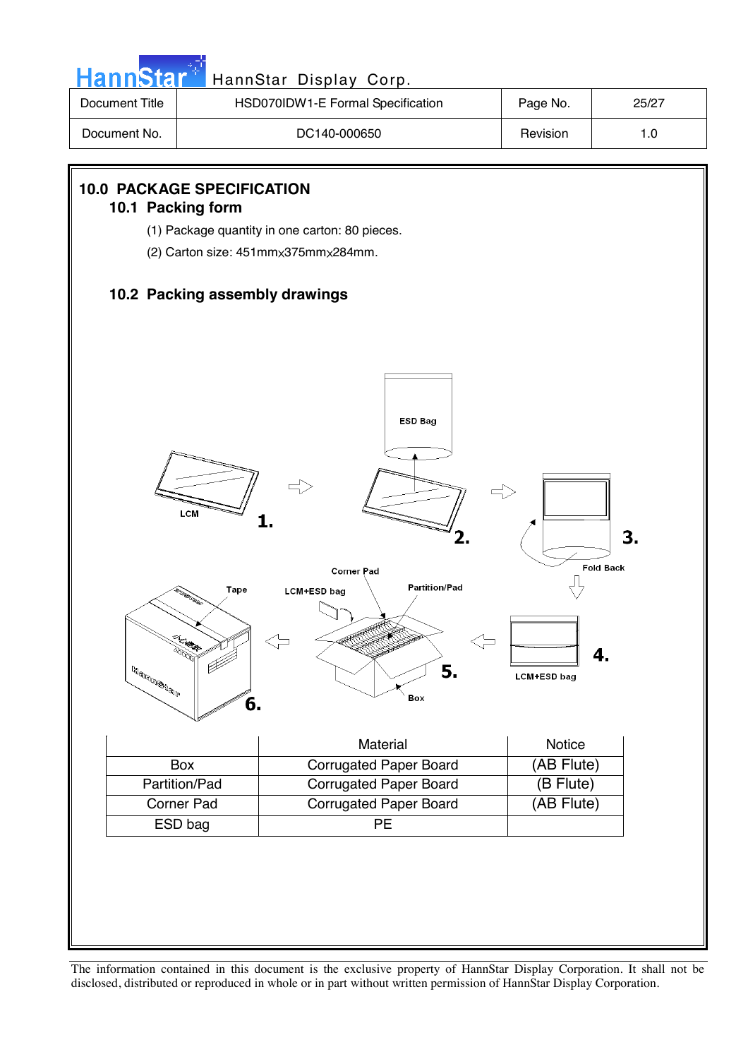## 10.0 PACKAGE SPECIFICATION

### 10.1 Packing form

(1) Package quantity in one carton: 80 pieces.

(2) Carton size: 451mm×375mm×284mm.

### 10.2 Packing assembly drawings

|  | Material | Notice |
|---|---|---|
| Box | Corrugated Paper Board | (AB Flute) |
| Partition/Pad | Corrugated Paper Board | (B Flute) |
| Corner Pad | Corrugated Paper Board | (AB Flute) |
| ESD bag | PE |  |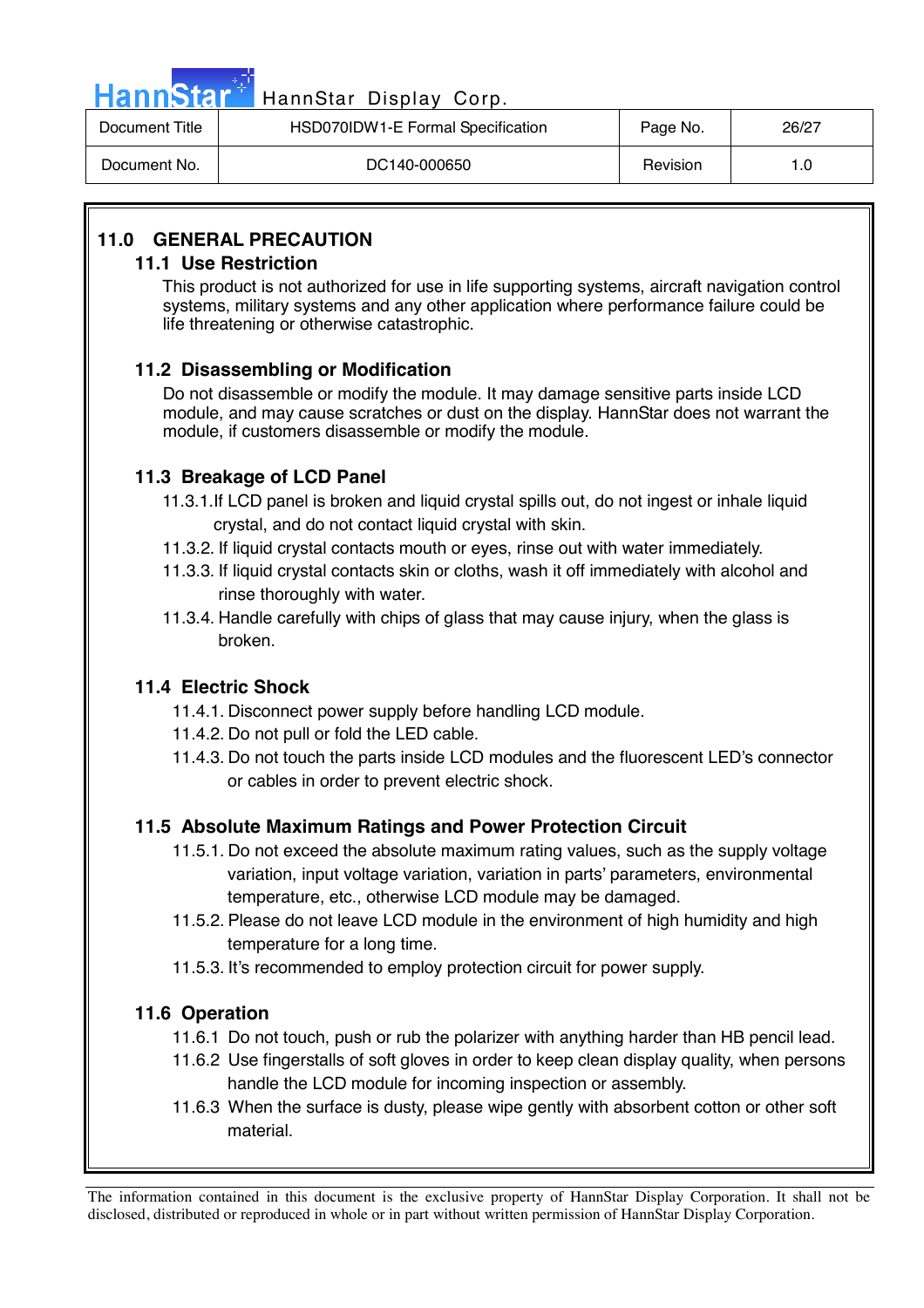## 11.0 GENERAL PRECAUTION

### 11.1 Use Restriction

This product is not authorized for use in life supporting systems, aircraft navigation control systems, military systems and any other application where performance failure could be life threatening or otherwise catastrophic.

### 11.2 Disassembling or Modification

Do not disassemble or modify the module. It may damage sensitive parts inside LCD module, and may cause scratches or dust on the display. HannStar does not warrant the module, if customers disassemble or modify the module.

### 11.3 Breakage of LCD Panel

11.3.1. If LCD panel is broken and liquid crystal spills out, do not ingest or inhale liquid crystal, and do not contact liquid crystal with skin.

11.3.2. If liquid crystal contacts mouth or eyes, rinse out with water immediately.

11.3.3. If liquid crystal contacts skin or cloths, wash it off immediately with alcohol and rinse thoroughly with water.

11.3.4. Handle carefully with chips of glass that may cause injury, when the glass is broken.

### 11.4 Electric Shock

11.4.1. Disconnect power supply before handling LCD module.

11.4.2. Do not pull or fold the LED cable.

11.4.3. Do not touch the parts inside LCD modules and the fluorescent LED's connector or cables in order to prevent electric shock.

### 11.5 Absolute Maximum Ratings and Power Protection Circuit

11.5.1. Do not exceed the absolute maximum rating values, such as the supply voltage variation, input voltage variation, variation in parts' parameters, environmental temperature, etc., otherwise LCD module may be damaged.

11.5.2. Please do not leave LCD module in the environment of high humidity and high temperature for a long time.

11.5.3. It's recommended to employ protection circuit for power supply.

### 11.6 Operation

11.6.1 Do not touch, push or rub the polarizer with anything harder than HB pencil lead.

11.6.2 Use fingerstalls of soft gloves in order to keep clean display quality, when persons handle the LCD module for incoming inspection or assembly.

11.6.3 When the surface is dusty, please wipe gently with absorbent cotton or other soft material.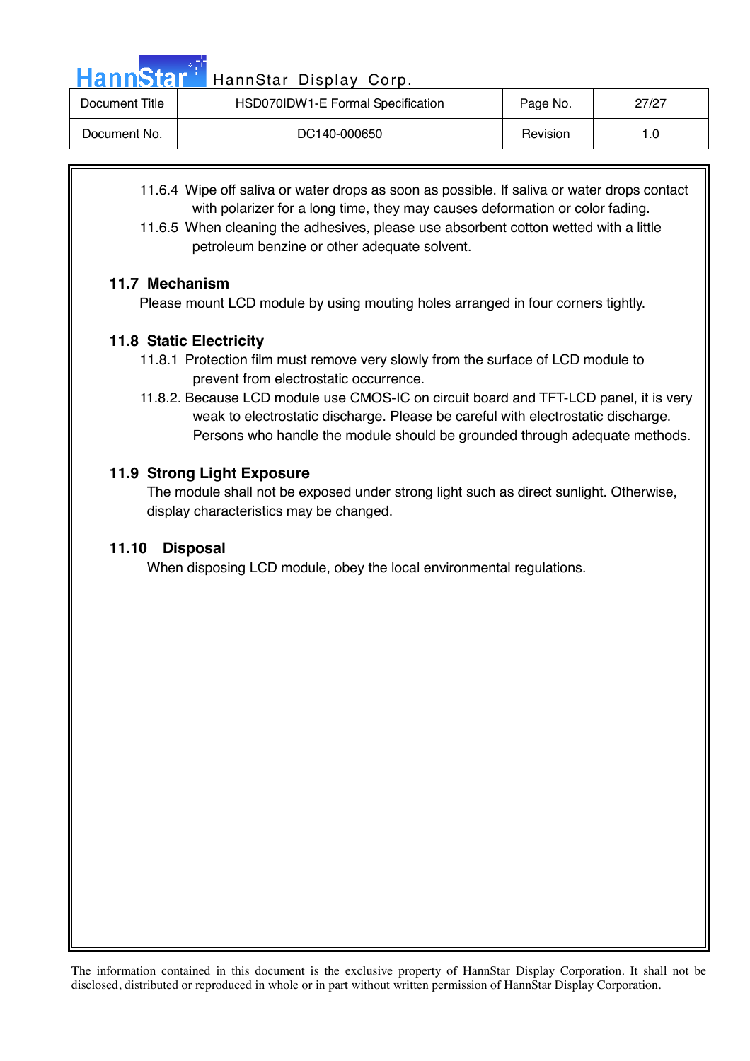11.6.4 Wipe off saliva or water drops as soon as possible. If saliva or water drops contact with polarizer for a long time, they may causes deformation or color fading.

11.6.5 When cleaning the adhesives, please use absorbent cotton wetted with a little petroleum benzine or other adequate solvent.

### 11.7 Mechanism

Please mount LCD module by using mouting holes arranged in four corners tightly.

### 11.8 Static Electricity

11.8.1 Protection film must remove very slowly from the surface of LCD module to prevent from electrostatic occurrence.

11.8.2. Because LCD module use CMOS-IC on circuit board and TFT-LCD panel, it is very weak to electrostatic discharge. Please be careful with electrostatic discharge. Persons who handle the module should be grounded through adequate methods.

### 11.9 Strong Light Exposure

The module shall not be exposed under strong light such as direct sunlight. Otherwise, display characteristics may be changed.

### 11.10 Disposal

When disposing LCD module, obey the local environmental regulations.